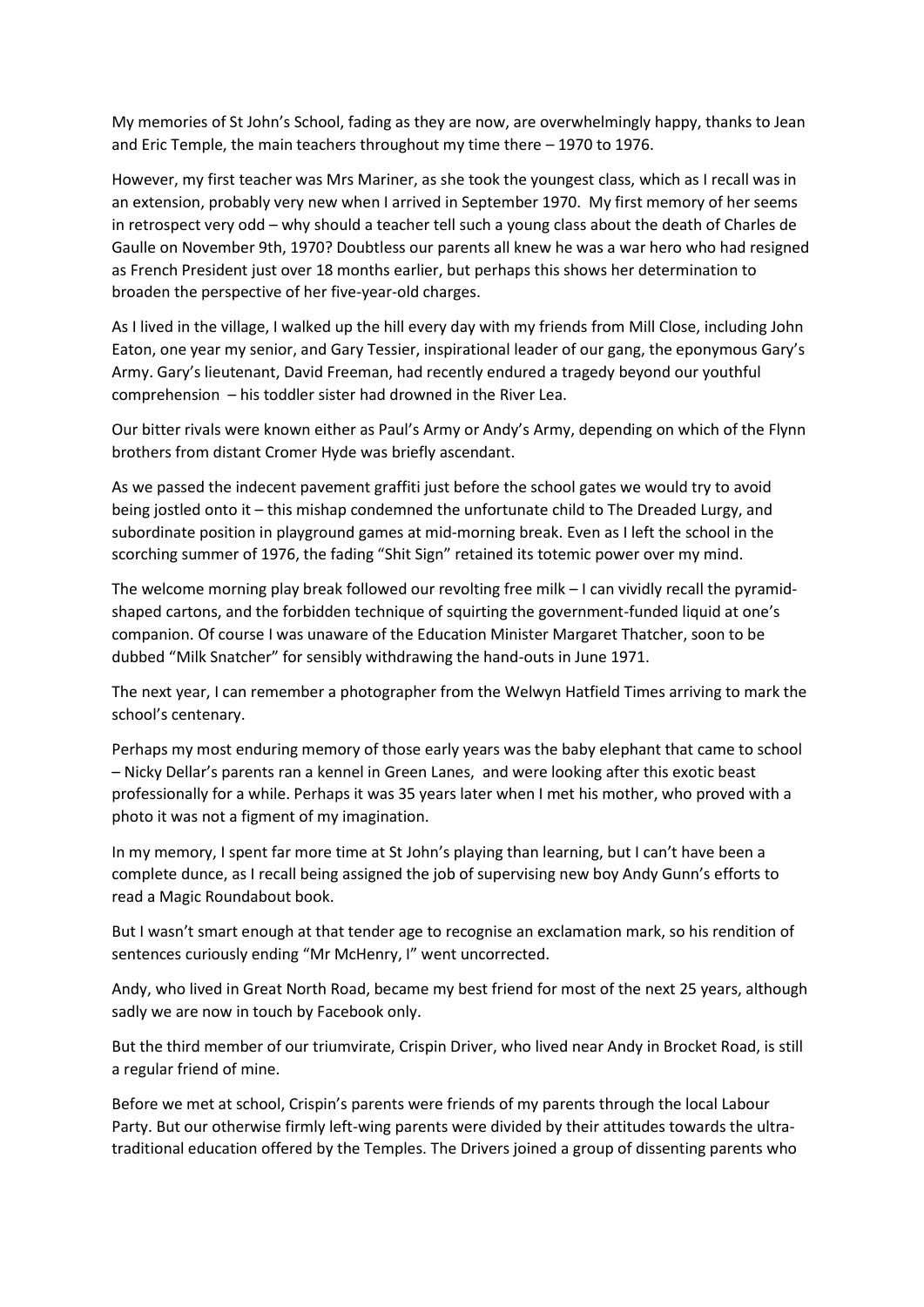My memories of St John's School, fading as they are now, are overwhelmingly happy, thanks to Jean and Eric Temple, the main teachers throughout my time there – 1970 to 1976.

However, my first teacher was Mrs Mariner, as she took the youngest class, which as I recall was in an extension, probably very new when I arrived in September 1970. My first memory of her seems in retrospect very odd – why should a teacher tell such a young class about the death of Charles de Gaulle on November 9th, 1970? Doubtless our parents all knew he was a war hero who had resigned as French President just over 18 months earlier, but perhaps this shows her determination to broaden the perspective of her five-year-old charges.

As I lived in the village, I walked up the hill every day with my friends from Mill Close, including John Eaton, one year my senior, and Gary Tessier, inspirational leader of our gang, the eponymous Gary's Army. Gary's lieutenant, David Freeman, had recently endured a tragedy beyond our youthful comprehension – his toddler sister had drowned in the River Lea.

Our bitter rivals were known either as Paul's Army or Andy's Army, depending on which of the Flynn brothers from distant Cromer Hyde was briefly ascendant.

As we passed the indecent pavement graffiti just before the school gates we would try to avoid being jostled onto it – this mishap condemned the unfortunate child to The Dreaded Lurgy, and subordinate position in playground games at mid-morning break. Even as I left the school in the scorching summer of 1976, the fading "Shit Sign" retained its totemic power over my mind.

The welcome morning play break followed our revolting free milk – I can vividly recall the pyramid-shaped cartons, and the forbidden technique of squirting the government-funded liquid at one's companion. Of course I was unaware of the Education Minister Margaret Thatcher, soon to be dubbed "Milk Snatcher" for sensibly withdrawing the hand-outs in June 1971.

The next year, I can remember a photographer from the Welwyn Hatfield Times arriving to mark the school's centenary.

Perhaps my most enduring memory of those early years was the baby elephant that came to school – Nicky Dellar's parents ran a kennel in Green Lanes, and were looking after this exotic beast professionally for a while. Perhaps it was 35 years later when I met his mother, who proved with a photo it was not a figment of my imagination.

In my memory, I spent far more time at St John's playing than learning, but I can't have been a complete dunce, as I recall being assigned the job of supervising new boy Andy Gunn's efforts to read a Magic Roundabout book.

But I wasn't smart enough at that tender age to recognise an exclamation mark, so his rendition of sentences curiously ending "Mr McHenry, I" went uncorrected.

Andy, who lived in Great North Road, became my best friend for most of the next 25 years, although sadly we are now in touch by Facebook only.

But the third member of our triumvirate, Crispin Driver, who lived near Andy in Brocket Road, is still a regular friend of mine.

Before we met at school, Crispin's parents were friends of my parents through the local Labour Party. But our otherwise firmly left-wing parents were divided by their attitudes towards the ultra-traditional education offered by the Temples. The Drivers joined a group of dissenting parents who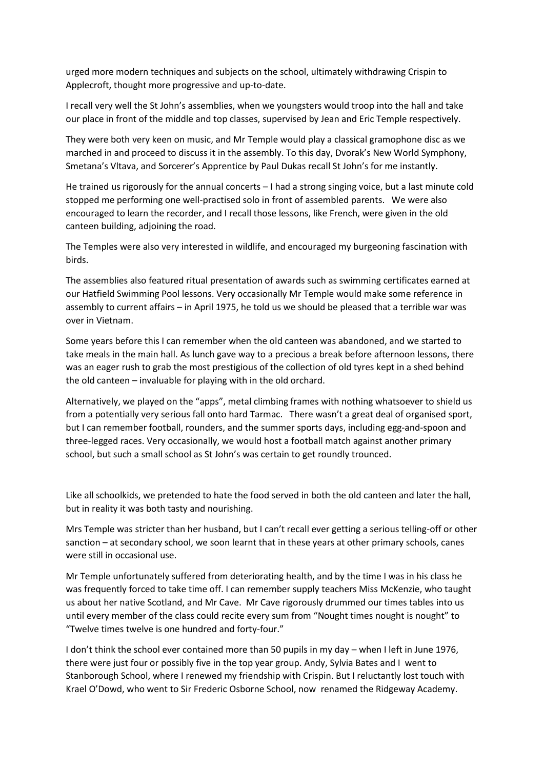urged more modern techniques and subjects on the school, ultimately withdrawing Crispin to Applecroft, thought more progressive and up-to-date.

I recall very well the St John's assemblies, when we youngsters would troop into the hall and take our place in front of the middle and top classes, supervised by Jean and Eric Temple respectively.

They were both very keen on music, and Mr Temple would play a classical gramophone disc as we marched in and proceed to discuss it in the assembly. To this day, Dvorak's New World Symphony, Smetana's Vltava, and Sorcerer's Apprentice by Paul Dukas recall St John's for me instantly.

He trained us rigorously for the annual concerts – I had a strong singing voice, but a last minute cold stopped me performing one well-practised solo in front of assembled parents. We were also encouraged to learn the recorder, and I recall those lessons, like French, were given in the old canteen building, adjoining the road.

The Temples were also very interested in wildlife, and encouraged my burgeoning fascination with birds.

The assemblies also featured ritual presentation of awards such as swimming certificates earned at our Hatfield Swimming Pool lessons. Very occasionally Mr Temple would make some reference in assembly to current affairs – in April 1975, he told us we should be pleased that a terrible war was over in Vietnam.

Some years before this I can remember when the old canteen was abandoned, and we started to take meals in the main hall. As lunch gave way to a precious a break before afternoon lessons, there was an eager rush to grab the most prestigious of the collection of old tyres kept in a shed behind the old canteen – invaluable for playing with in the old orchard.

Alternatively, we played on the "apps", metal climbing frames with nothing whatsoever to shield us from a potentially very serious fall onto hard Tarmac. There wasn't a great deal of organised sport, but I can remember football, rounders, and the summer sports days, including egg-and-spoon and three-legged races. Very occasionally, we would host a football match against another primary school, but such a small school as St John's was certain to get roundly trounced.

Like all schoolkids, we pretended to hate the food served in both the old canteen and later the hall, but in reality it was both tasty and nourishing.

Mrs Temple was stricter than her husband, but I can't recall ever getting a serious telling-off or other sanction – at secondary school, we soon learnt that in these years at other primary schools, canes were still in occasional use.

Mr Temple unfortunately suffered from deteriorating health, and by the time I was in his class he was frequently forced to take time off. I can remember supply teachers Miss McKenzie, who taught us about her native Scotland, and Mr Cave. Mr Cave rigorously drummed our times tables into us until every member of the class could recite every sum from "Nought times nought is nought" to "Twelve times twelve is one hundred and forty-four."

I don't think the school ever contained more than 50 pupils in my day – when I left in June 1976, there were just four or possibly five in the top year group. Andy, Sylvia Bates and I went to Stanborough School, where I renewed my friendship with Crispin. But I reluctantly lost touch with Krael O'Dowd, who went to Sir Frederic Osborne School, now renamed the Ridgeway Academy.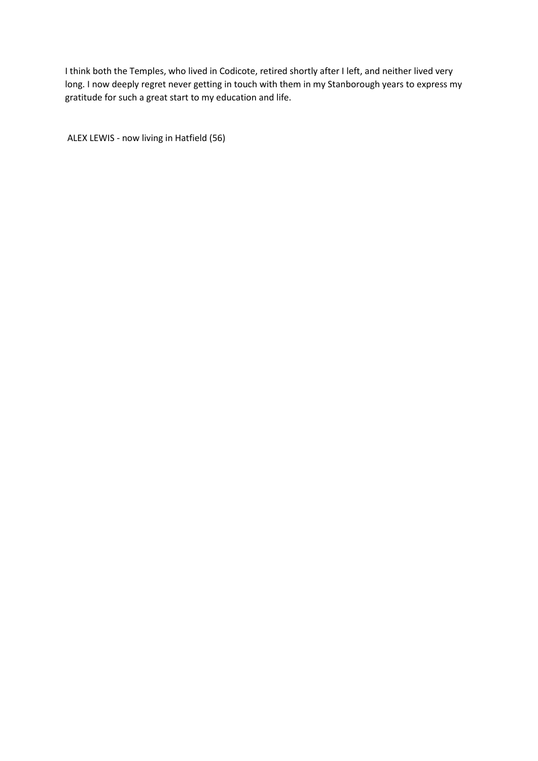I think both the Temples, who lived in Codicote, retired shortly after I left, and neither lived very long. I now deeply regret never getting in touch with them in my Stanborough years to express my gratitude for such a great start to my education and life.

ALEX LEWIS - now living in Hatfield (56)